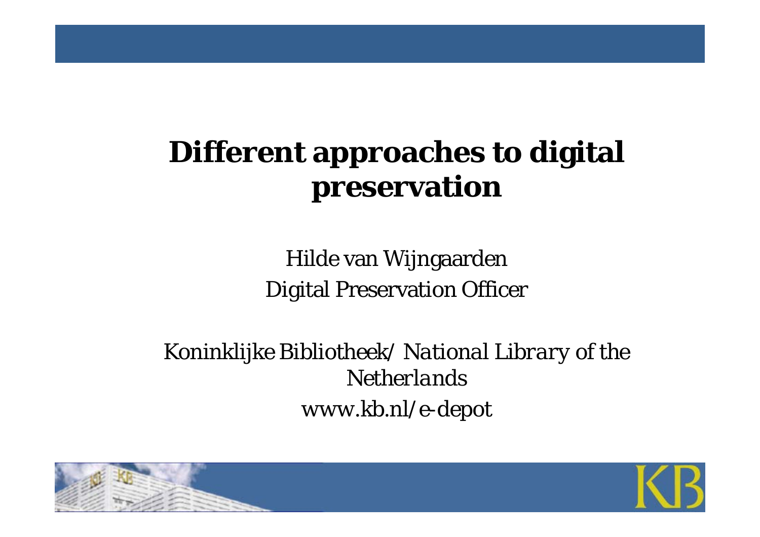# Different approaches to digital preservation

*Hilde van Wijngaarden*

*Digital Preservation Officer*

*Koninklijke Bibliotheek/ National Library of the Netherlands*

*www.kb.nl/e-depot*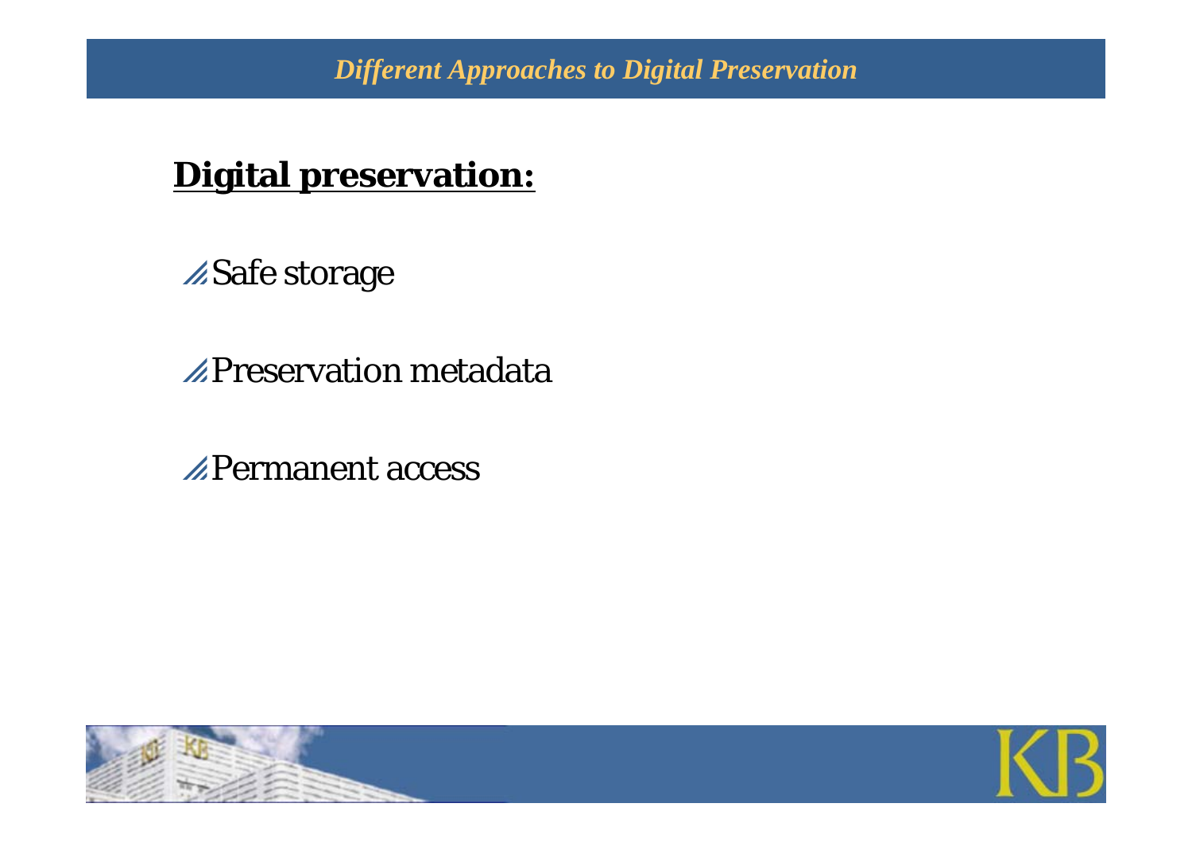## Digital preservation:

- Safe storage
- Preservation metadata
- Permanent access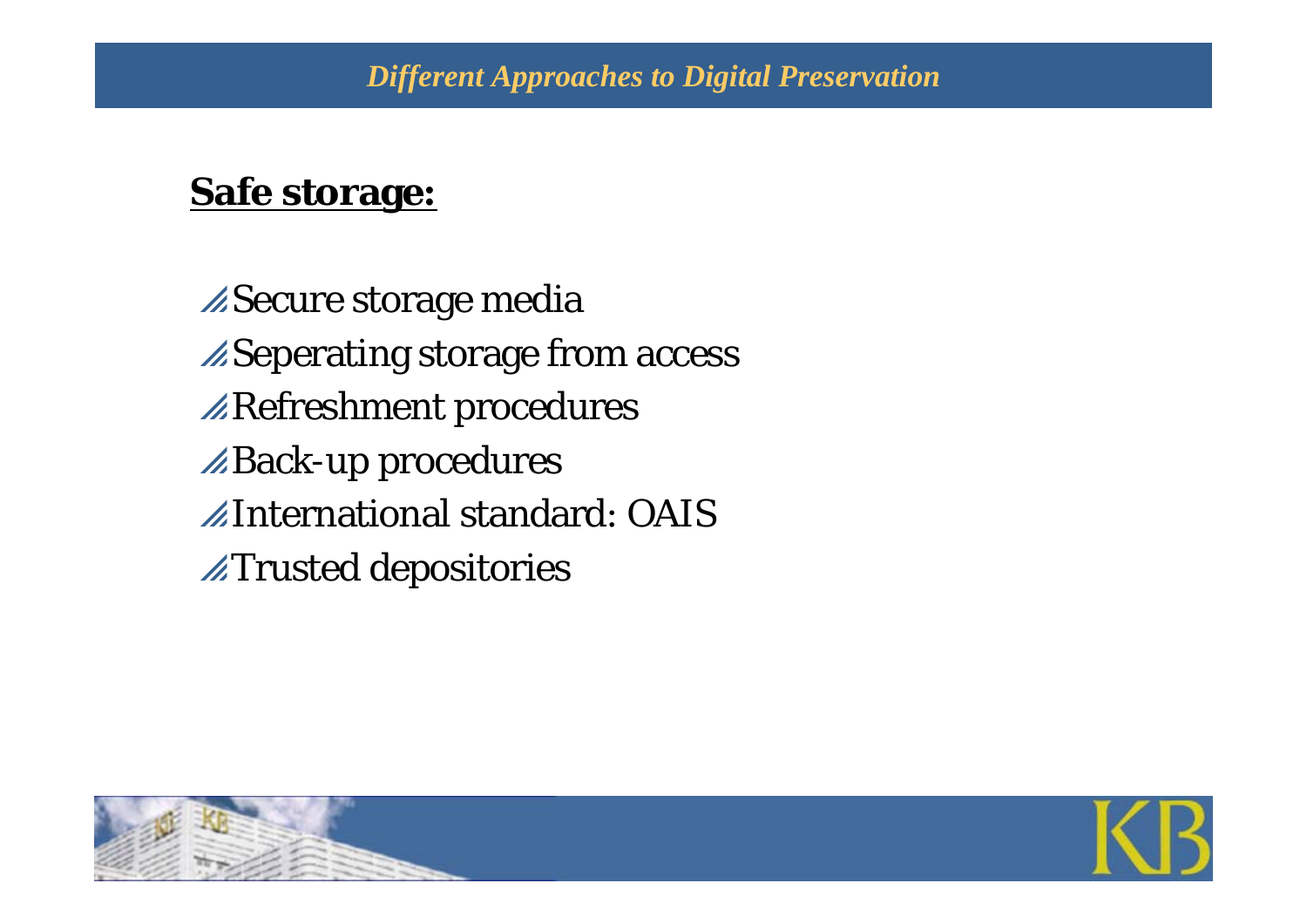## Different Approaches to Digital Preservation

**Safe storage:**

- Secure storage media
- Seperating storage from access
- Refreshment procedures
- Back-up procedures
- International standard: OAIS
- Trusted depositories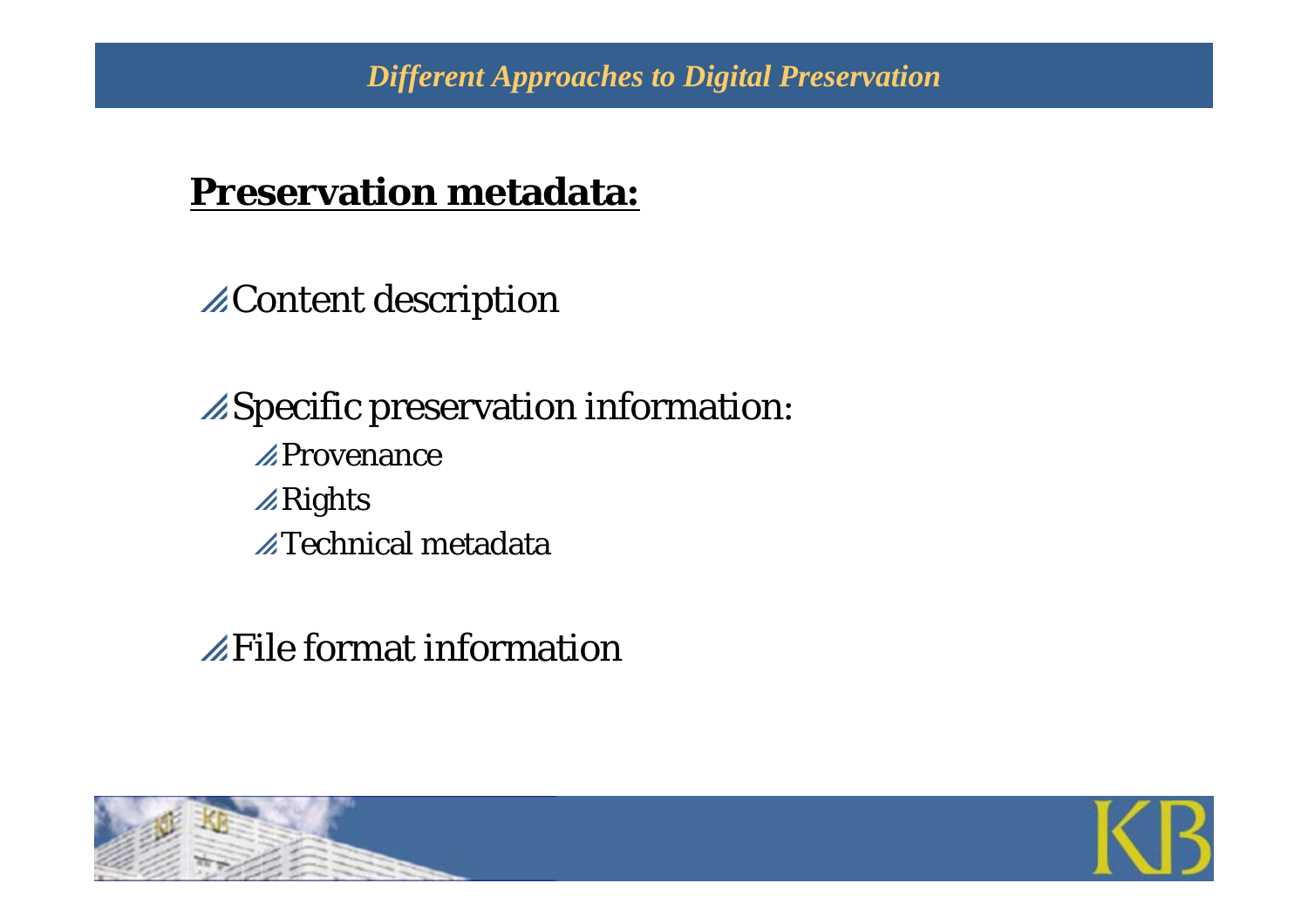## Different Approaches to Digital Preservation

**Preservation metadata:**

- Content description
- Specific preservation information:
  - Provenance
  - Rights
  - Technical metadata
- File format information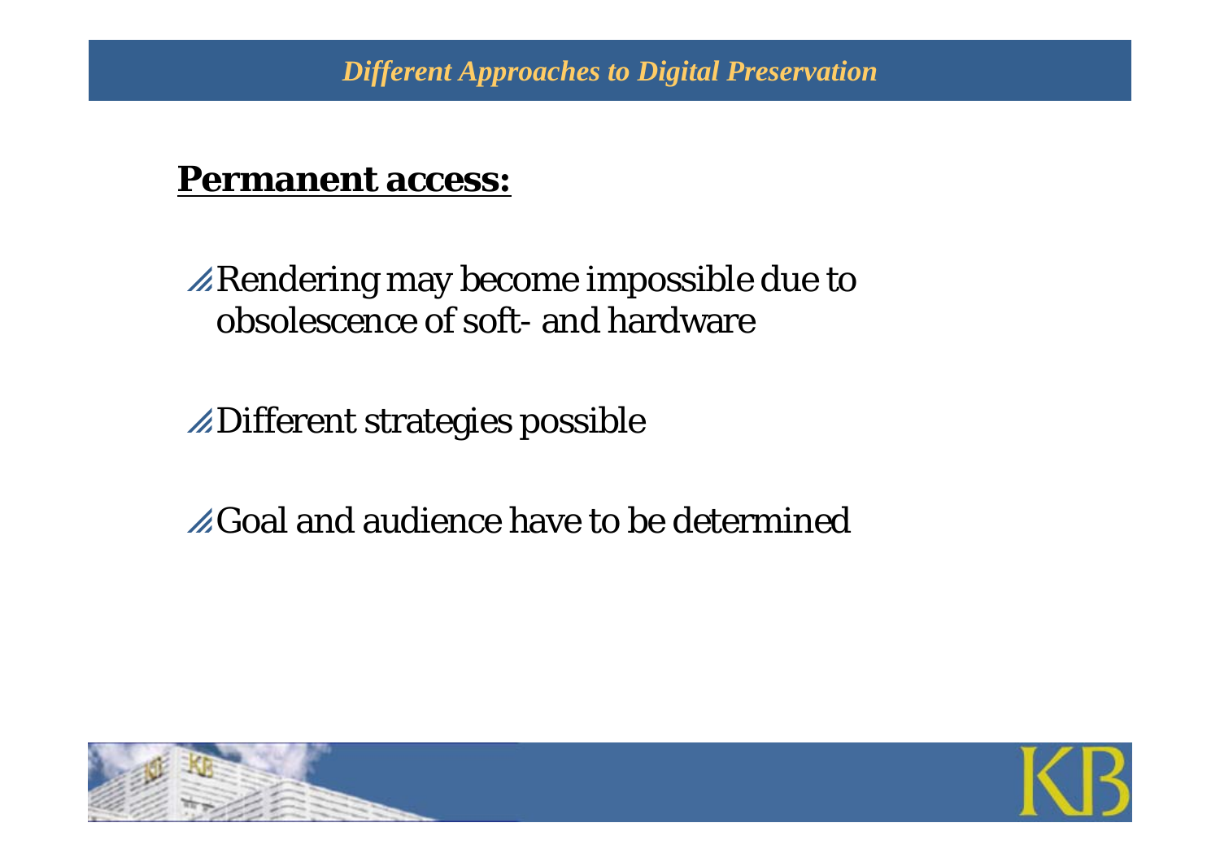## Permanent access:

- Rendering may become impossible due to obsolescence of soft- and hardware
- Different strategies possible
- Goal and audience have to be determined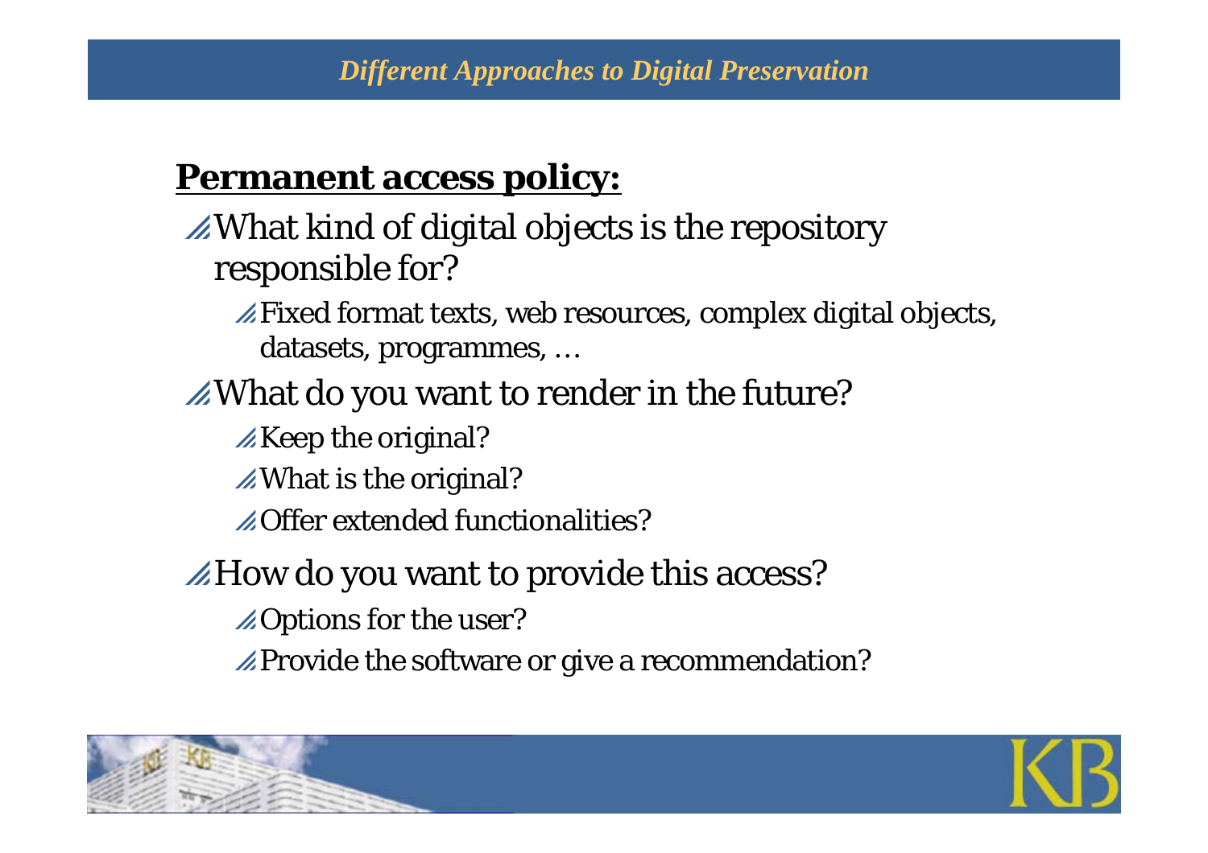## Permanent access policy:

- What kind of digital objects is the repository responsible for?
  - Fixed format texts, web resources, complex digital objects, datasets, programmes, …
- What do you want to render in the future?
  - Keep the original?
  - What is the original?
  - Offer extended functionalities?
- How do you want to provide this access?
  - Options for the user?
  - Provide the software or give a recommendation?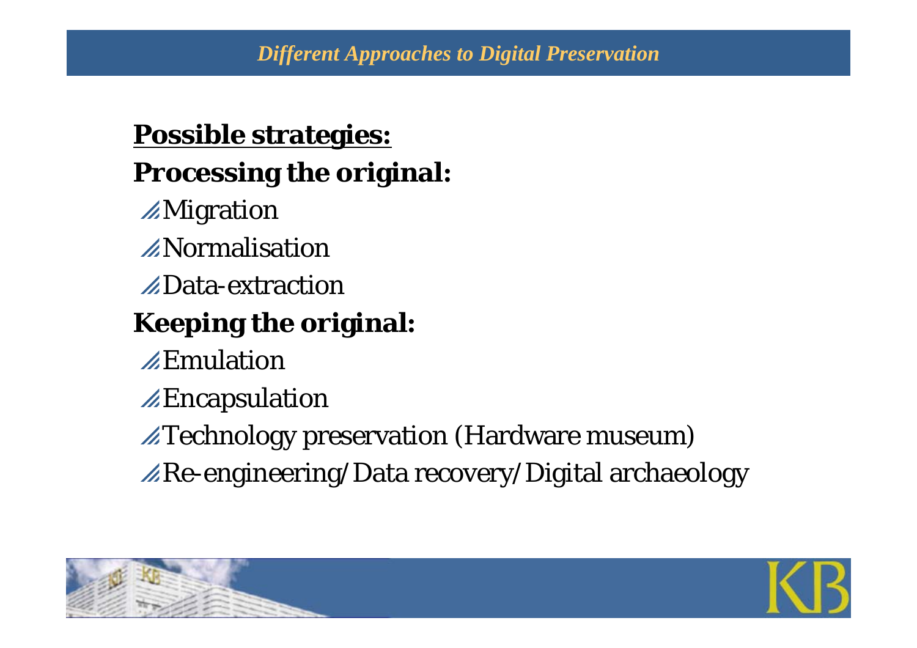## Different Approaches to Digital Preservation

**Possible strategies:**

**Processing the original:**

- Migration
- Normalisation
- Data-extraction

**Keeping the original:**

- Emulation
- Encapsulation
- Technology preservation (Hardware museum)
- Re-engineering/Data recovery/Digital archaeology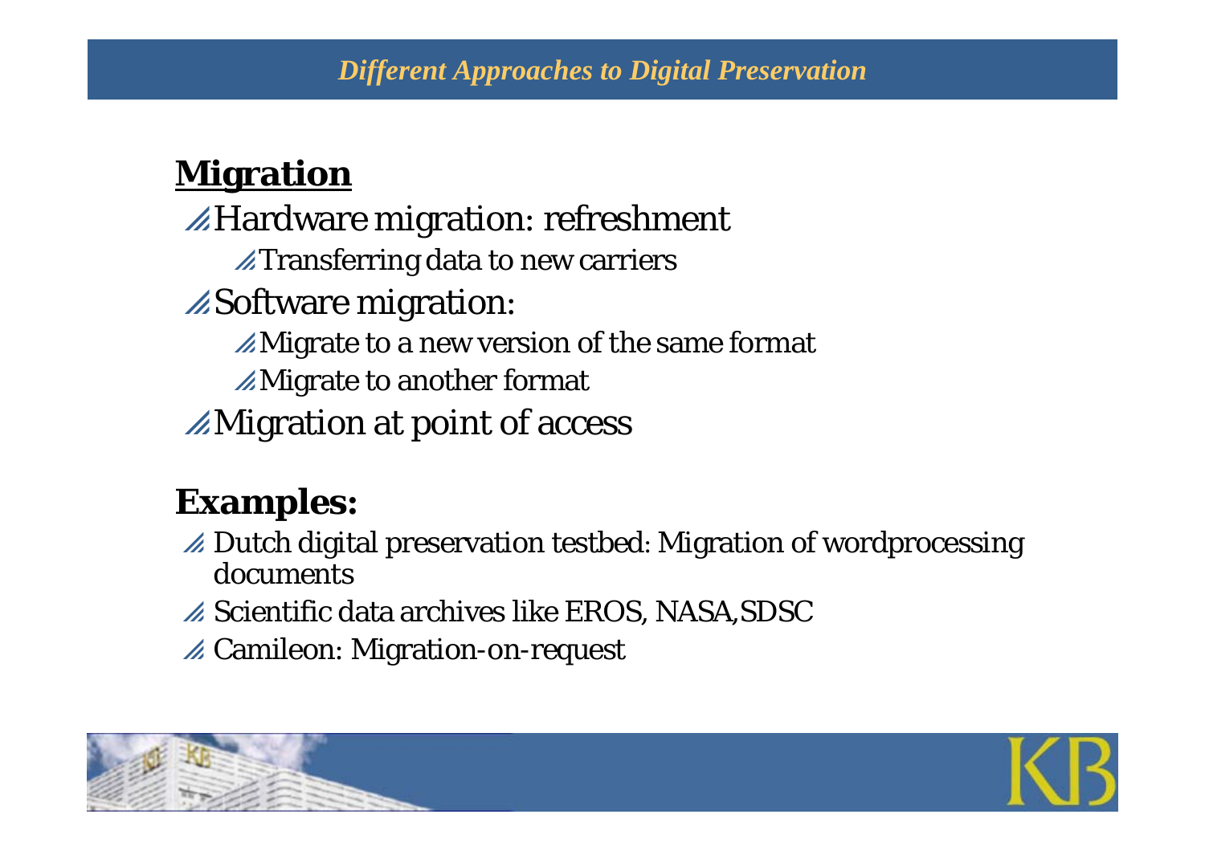## Different Approaches to Digital Preservation

### Migration

- Hardware migration: refreshment
  - Transferring data to new carriers
- Software migration:
  - Migrate to a new version of the same format
  - Migrate to another format
- Migration at point of access

### Examples:

- Dutch digital preservation testbed: Migration of wordprocessing documents
- Scientific data archives like EROS, NASA,SDSC
- Camileon: Migration-on-request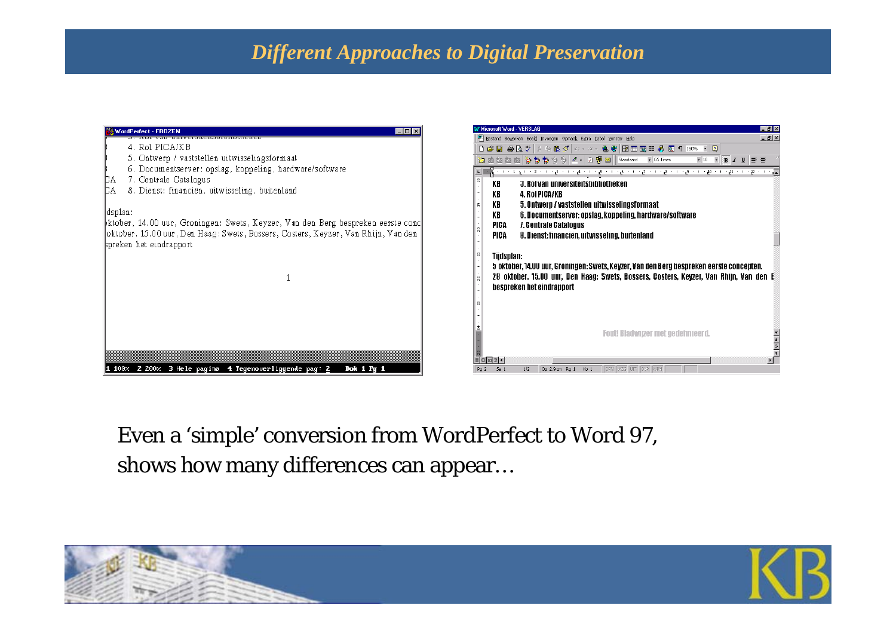# Different Approaches to Digital Preservation

Even a ‘simple’ conversion from WordPerfect to Word 97, shows how many differences can appear…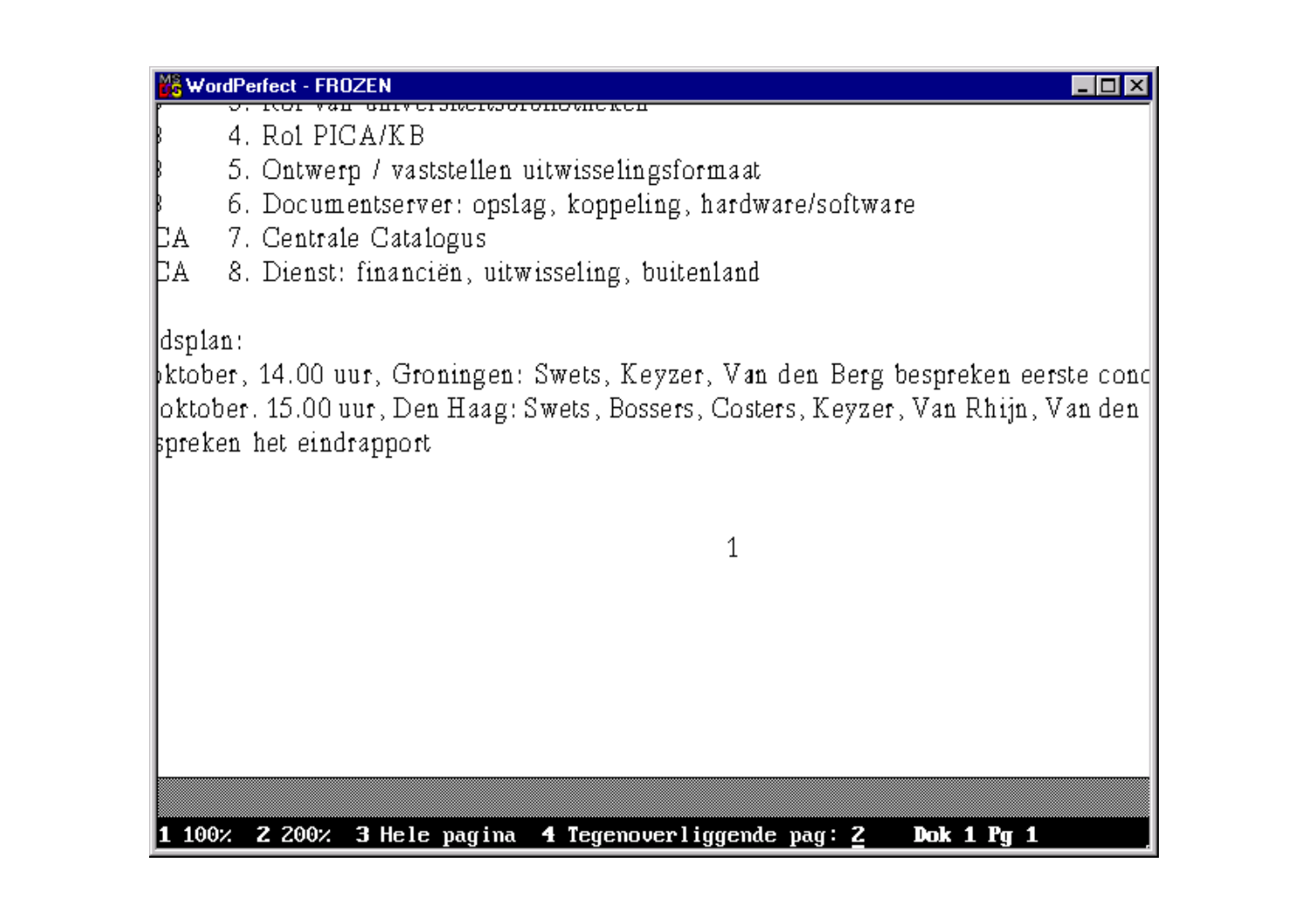3. Rol van universiteitsbibliotheken

4. Rol PICA/KB

5. Ontwerp / vaststellen uitwisselingsformaat

6. Documentserver: opslag, koppeling, hardware/software

CA 7. Centrale Catalogus

CA 8. Dienst: financiën, uitwisseling, buitenland

dsplan:

ktober, 14.00 uur, Groningen: Swets, Keyzer, Van den Berg bespreken eerste conc

oktober. 15.00 uur, Den Haag: Swets, Bossers, Costers, Keyzer, Van Rhijn, Van den

spreken het eindrapport

1 100% 2 200% 3 Hele pagina 4 Tegenoverliggende pag: 2 Dok 1 Pg 1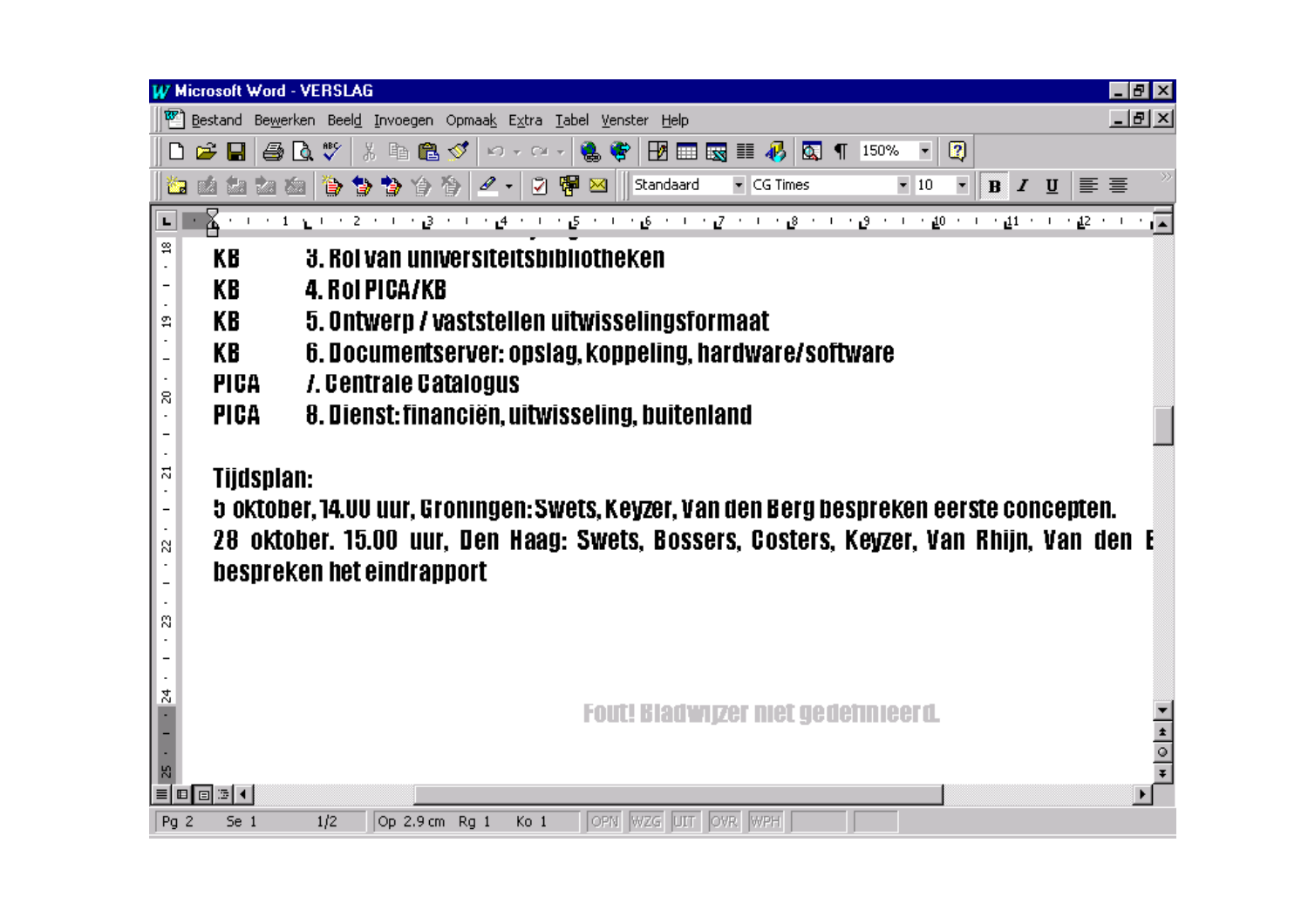| | |
|---|---|
| KB | 3. Rol van universiteitsbibliotheken |
| KB | 4. Rol PICA/KB |
| KB | 5. Ontwerp / vaststellen uitwisselingsformaat |
| KB | 6. Documentserver: opslag, koppeling, hardware/software |
| PICA | 7. Centrale Catalogus |
| PICA | 8. Dienst: financiën, uitwisseling, buitenland |

**Tijdsplan:**

**5 oktober, 14.00 uur, Groningen: Swets, Keyzer, Van den Berg bespreken eerste concepten.**

**28 oktober. 15.00 uur, Den Haag: Swets, Bossers, Costers, Keyzer, Van Rhijn, Van den E bespreken het eindrapport**

Fout! Bladwijzer niet gedefinieerd.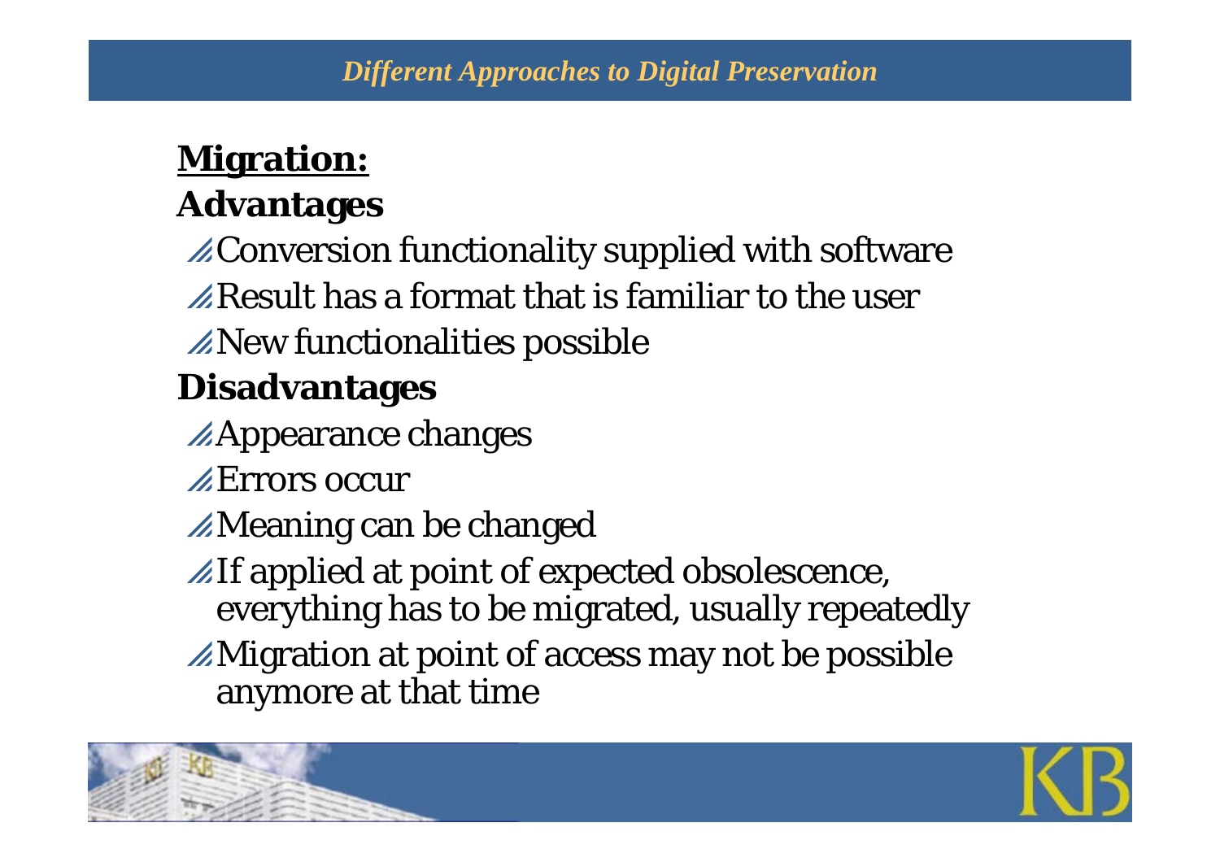## Migration:

### Advantages

- Conversion functionality supplied with software
- Result has a format that is familiar to the user
- New functionalities possible

### Disadvantages

- Appearance changes
- Errors occur
- Meaning can be changed
- If applied at point of expected obsolescence, everything has to be migrated, usually repeatedly
- Migration at point of access may not be possible anymore at that time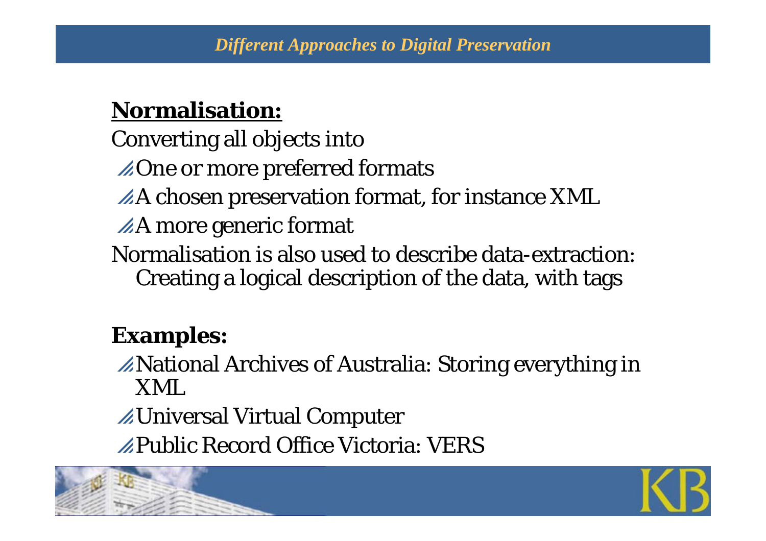## Different Approaches to Digital Preservation

**Normalisation:**

Converting all objects into

- One or more preferred formats
- A chosen preservation format, for instance XML
- A more generic format

Normalisation is also used to describe data-extraction: Creating a logical description of the data, with tags

**Examples:**

- National Archives of Australia: Storing everything in XML
- Universal Virtual Computer
- Public Record Office Victoria: VERS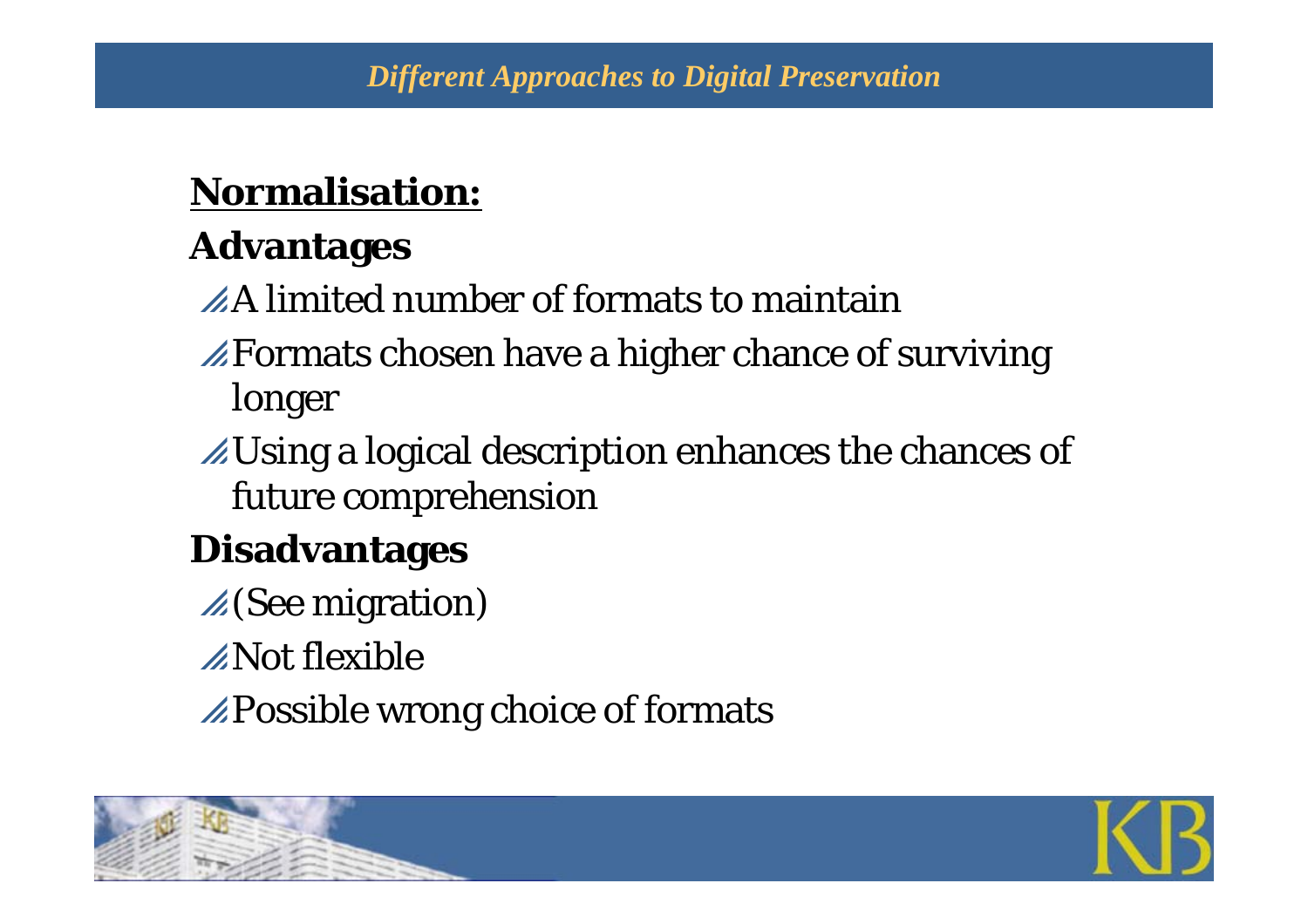## Normalisation:

### Advantages

- A limited number of formats to maintain
- Formats chosen have a higher chance of surviving longer
- Using a logical description enhances the chances of future comprehension

### Disadvantages

- (See migration)
- Not flexible
- Possible wrong choice of formats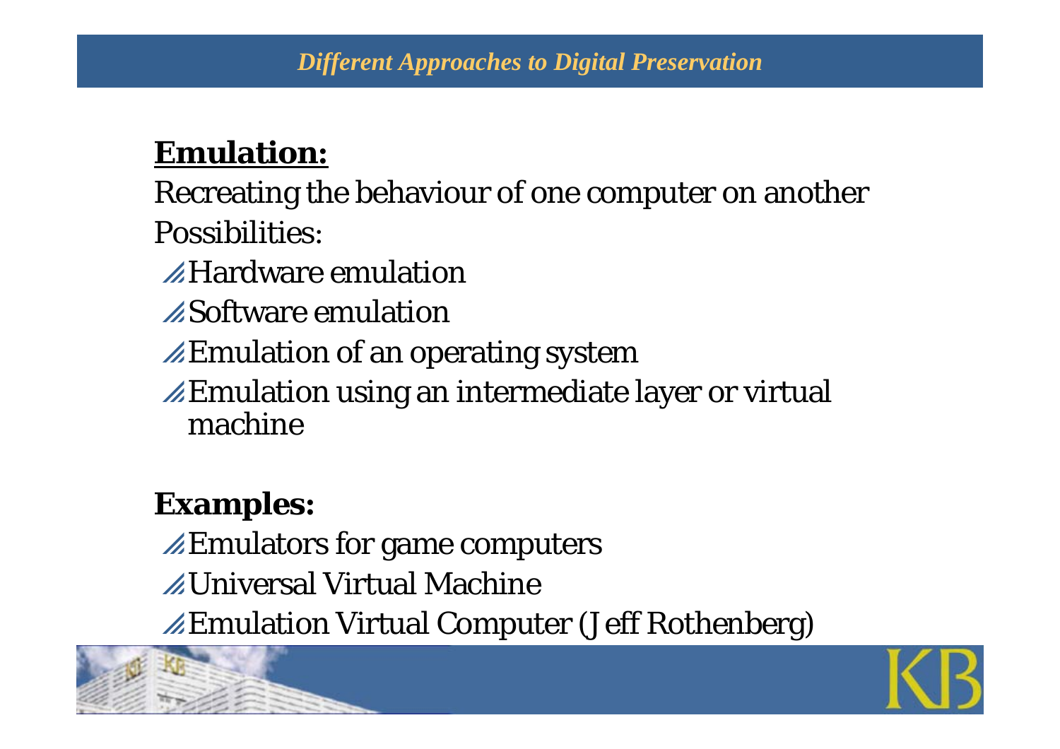## Different Approaches to Digital Preservation

**Emulation:**

Recreating the behaviour of one computer on another

Possibilities:

- Hardware emulation
- Software emulation
- Emulation of an operating system
- Emulation using an intermediate layer or virtual machine

**Examples:**

- Emulators for game computers
- Universal Virtual Machine
- Emulation Virtual Computer (Jeff Rothenberg)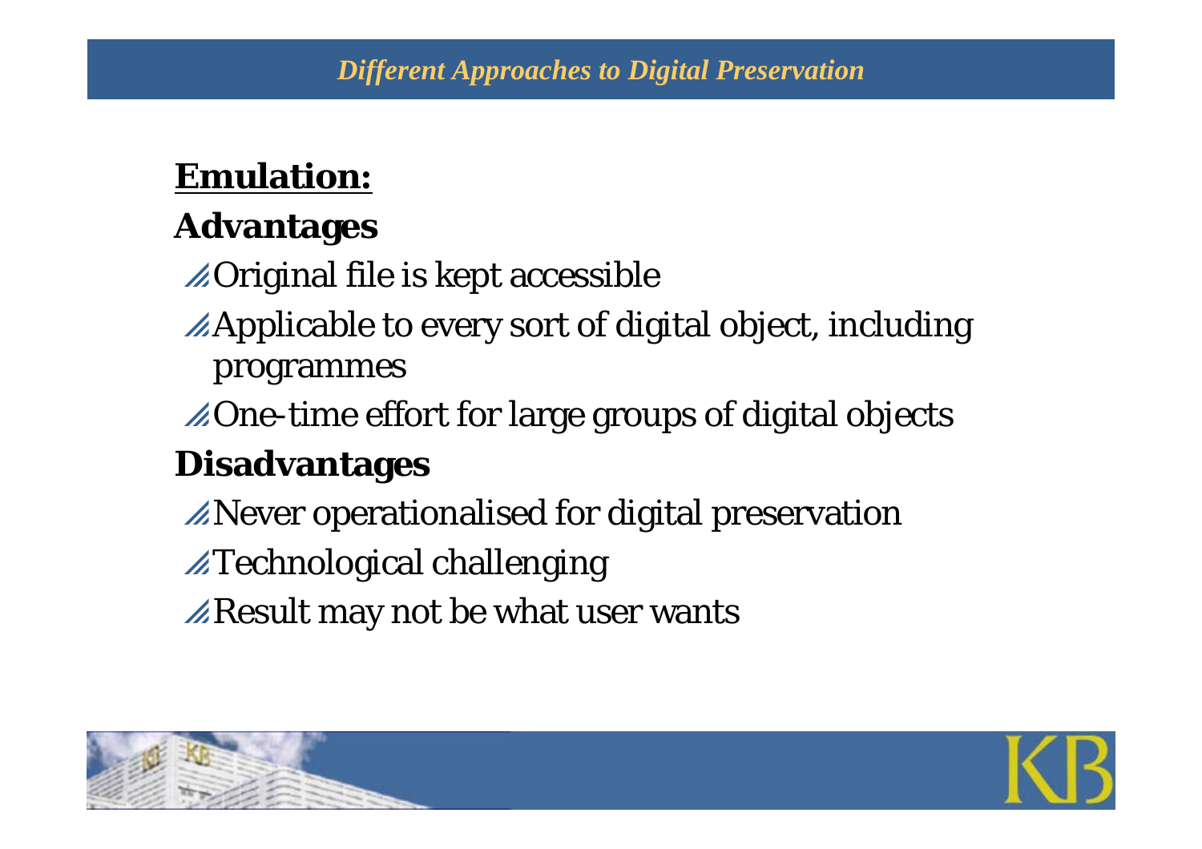**Emulation:**

**Advantages**

- Original file is kept accessible
- Applicable to every sort of digital object, including programmes
- One-time effort for large groups of digital objects

**Disadvantages**

- Never operationalised for digital preservation
- Technological challenging
- Result may not be what user wants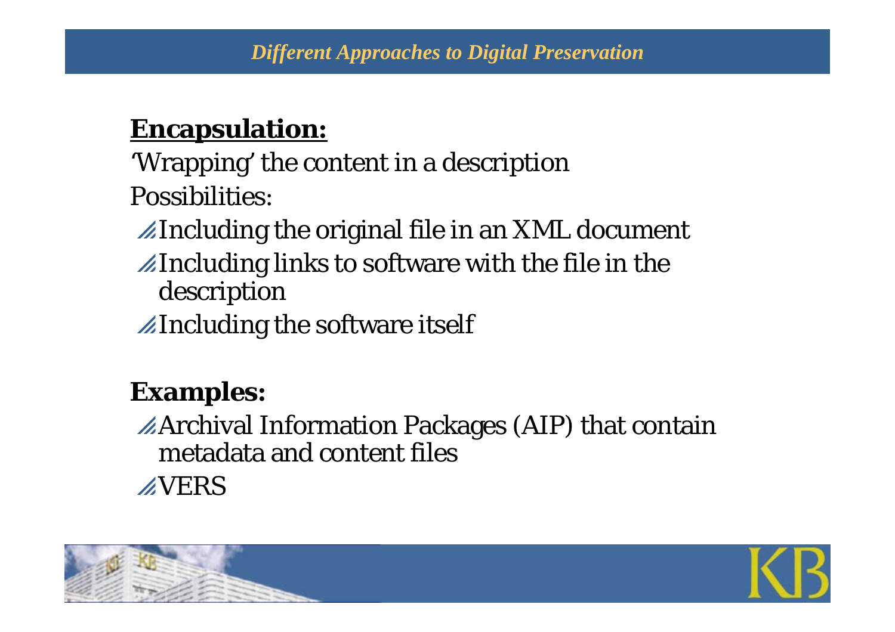## Different Approaches to Digital Preservation

**Encapsulation:**

'Wrapping' the content in a description

Possibilities:

- Including the original file in an XML document
- Including links to software with the file in the description
- Including the software itself

**Examples:**

- Archival Information Packages (AIP) that contain metadata and content files
- VERS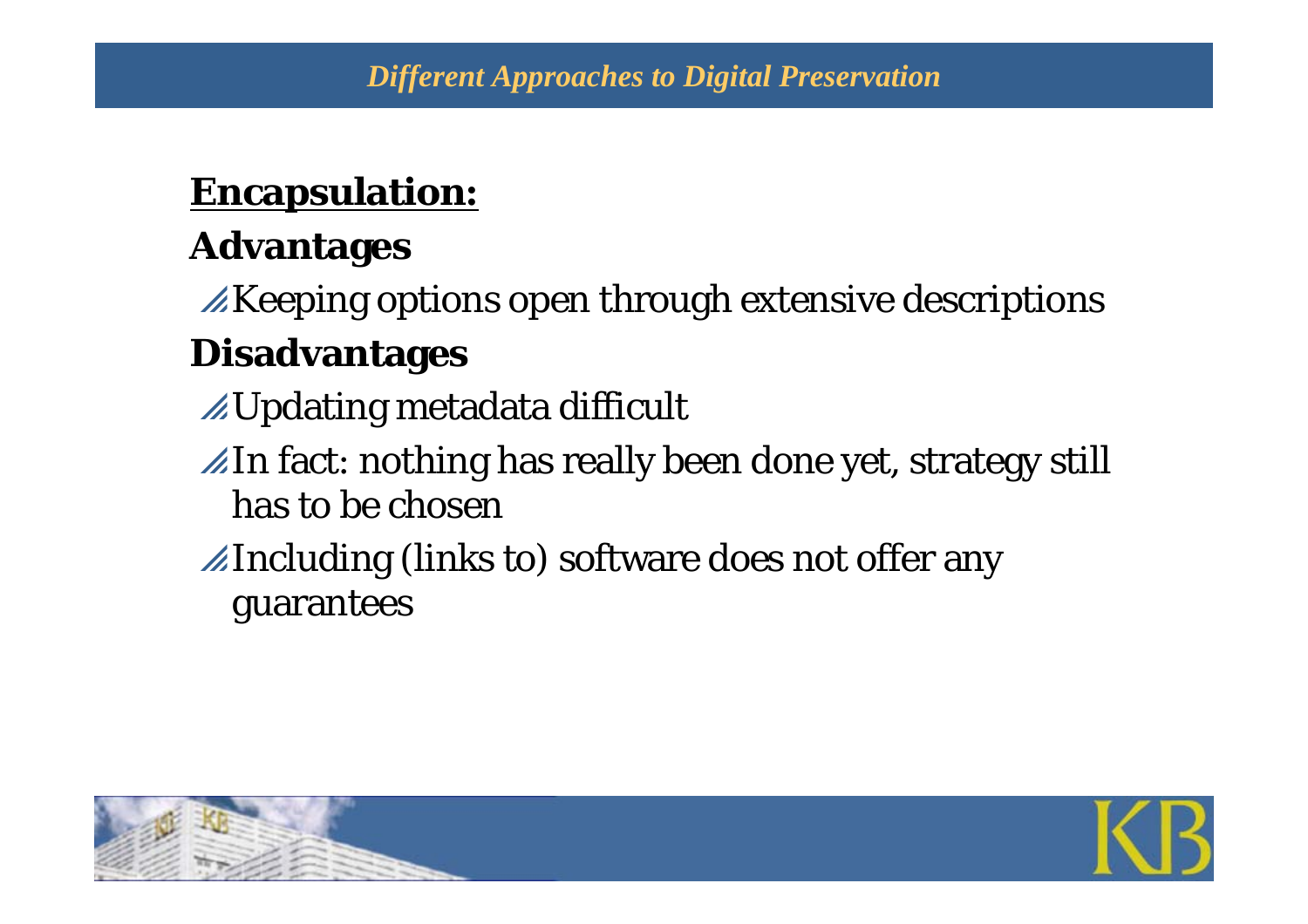## Encapsulation:

### Advantages

- Keeping options open through extensive descriptions

### Disadvantages

- Updating metadata difficult
- In fact: nothing has really been done yet, strategy still has to be chosen
- Including (links to) software does not offer any guarantees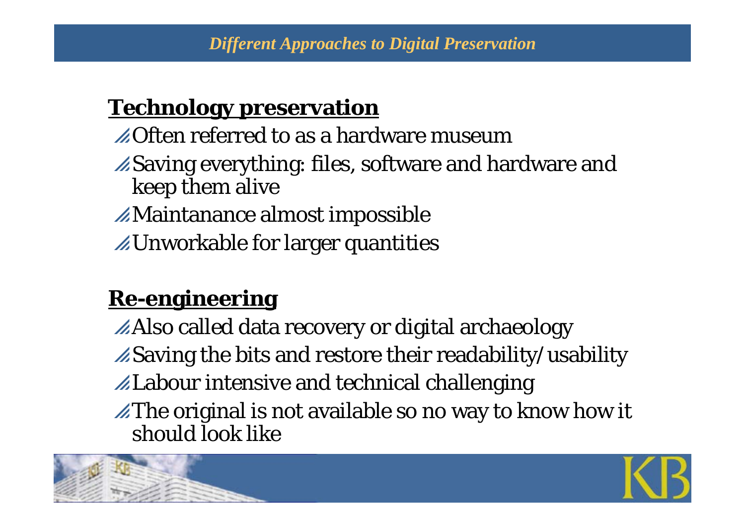## Different Approaches to Digital Preservation

### Technology preservation

- Often referred to as a hardware museum
- Saving everything: files, software and hardware and keep them alive
- Maintanance almost impossible
- Unworkable for larger quantities

### Re-engineering

- Also called data recovery or digital archaeology
- Saving the bits and restore their readability/usability
- Labour intensive and technical challenging
- The original is not available so no way to know how it should look like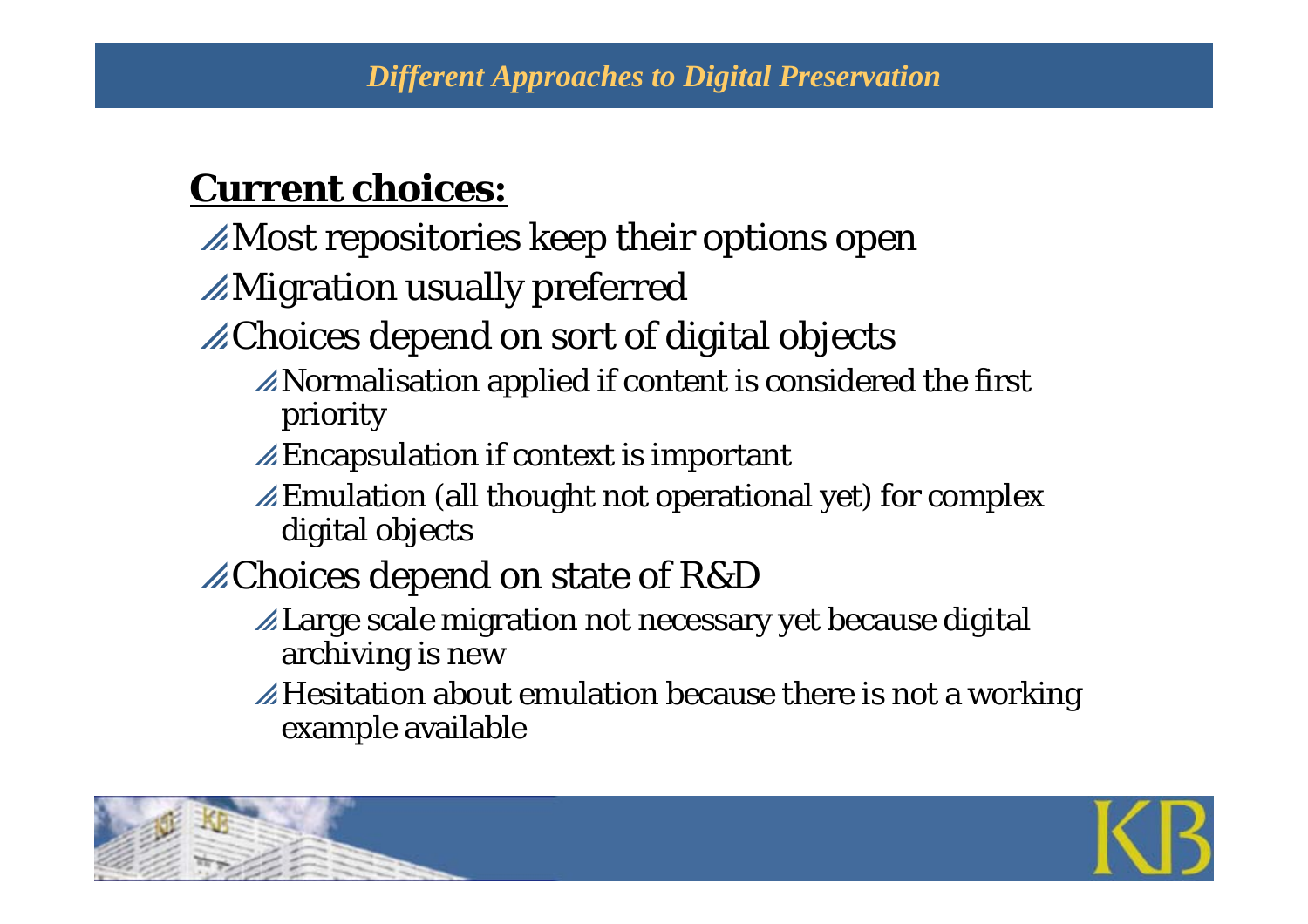## Different Approaches to Digital Preservation

**Current choices:**

- Most repositories keep their options open
- Migration usually preferred
- Choices depend on sort of digital objects
  - Normalisation applied if content is considered the first priority
  - Encapsulation if context is important
  - Emulation (all thought not operational yet) for complex digital objects
- Choices depend on state of R&D
  - Large scale migration not necessary yet because digital archiving is new
  - Hesitation about emulation because there is not a working example available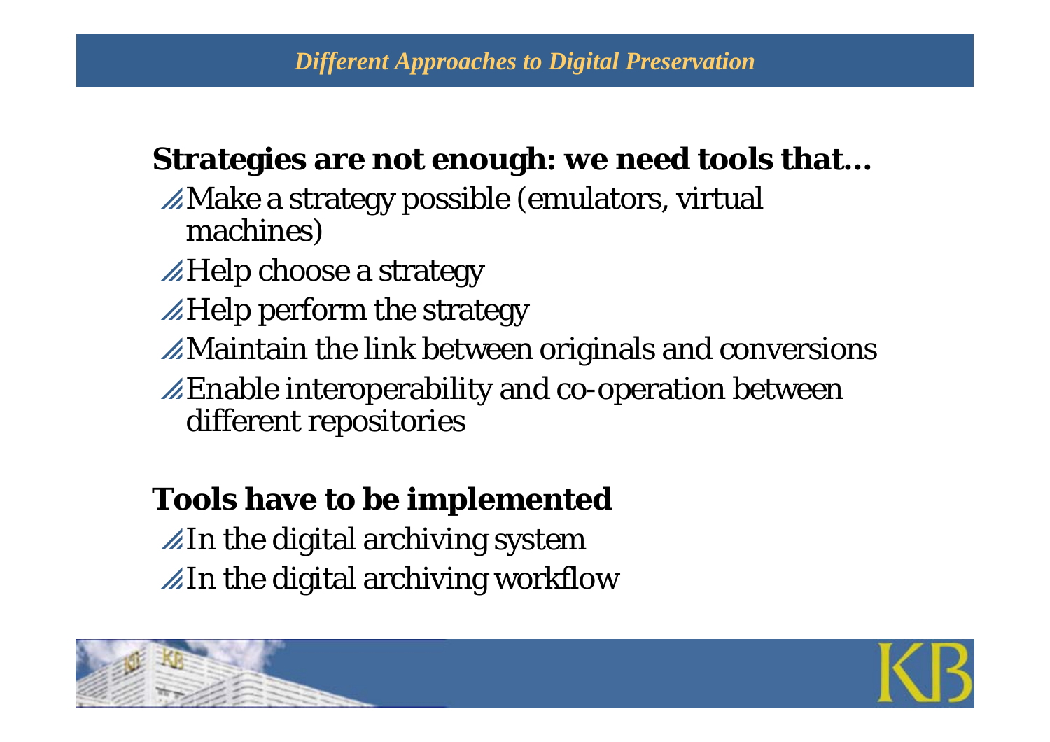## Different Approaches to Digital Preservation

**Strategies are not enough: we need tools that…**

- Make a strategy possible (emulators, virtual machines)
- Help choose a strategy
- Help perform the strategy
- Maintain the link between originals and conversions
- Enable interoperability and co-operation between different repositories

**Tools have to be implemented**

- In the digital archiving system
- In the digital archiving workflow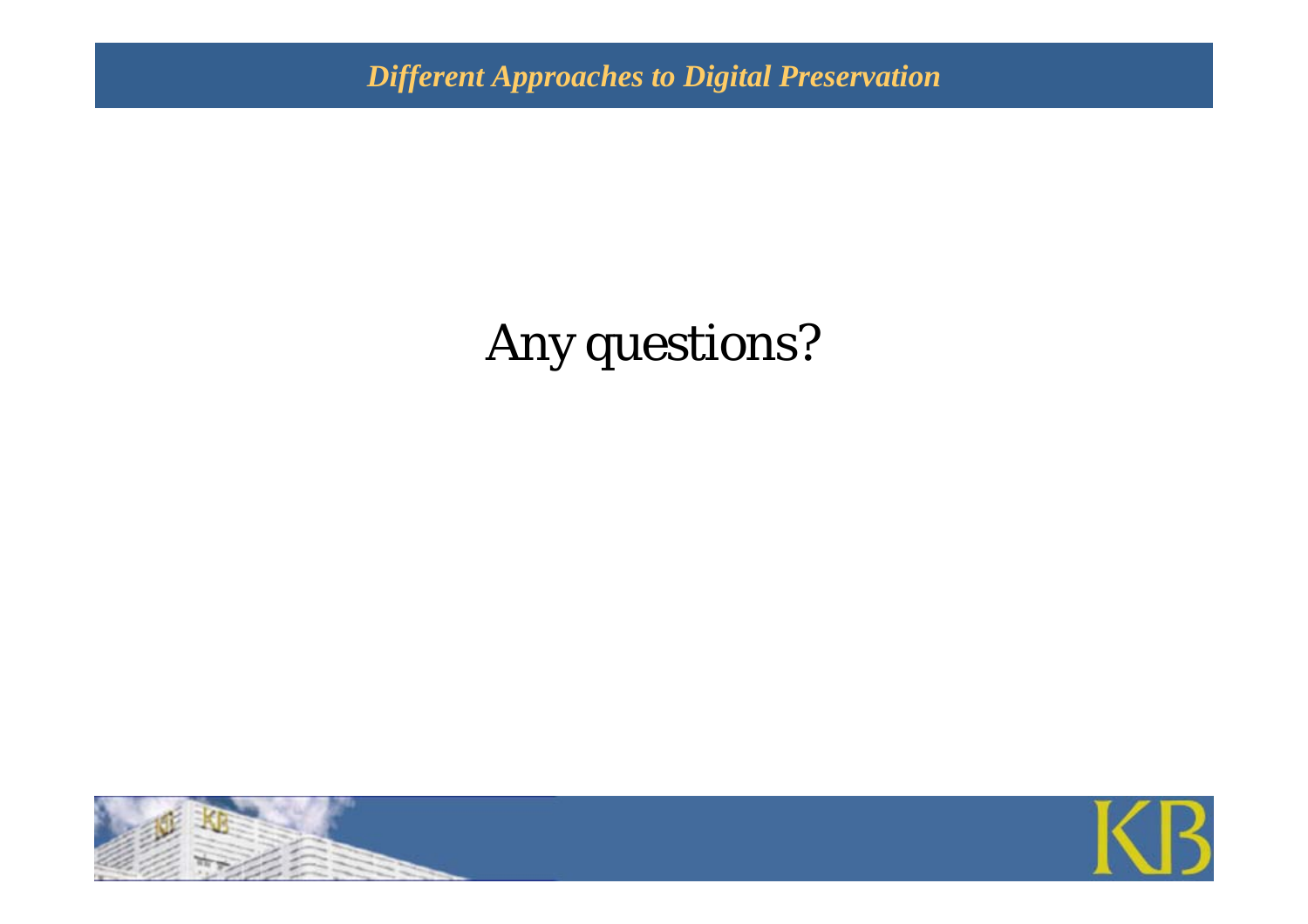Any questions?